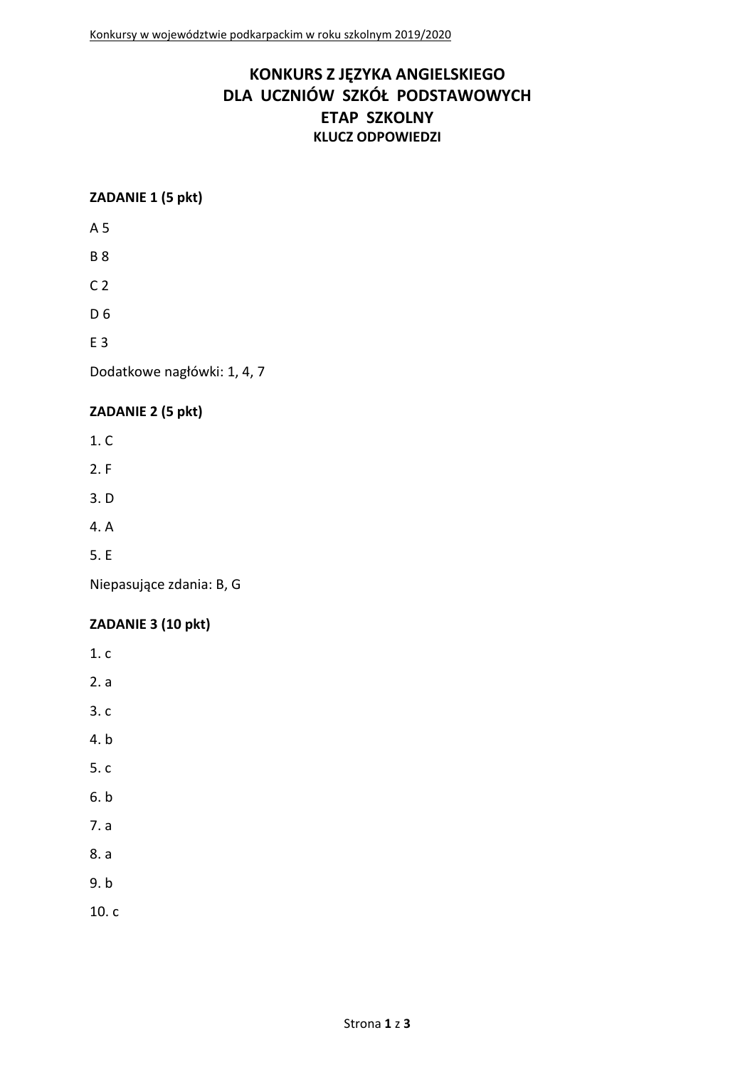# KONKURS Z JĘZYKA ANGIELSKIEGO DLA UCZNIÓW SZKÓŁ PODSTAWOWYCH ETAP SZKOLNY

### KLUCZ ODPOWIEDZI

**ZADANIE 1 (5 pkt)**

A 5

B 8

C 2

D 6

E 3

Dodatkowe nagłówki: 1, 4, 7

**ZADANIE 2 (5 pkt)**

1. C
2. F
3. D
4. A
5. E

Niepasujące zdania: B, G

**ZADANIE 3 (10 pkt)**

1. c
2. a
3. c
4. b
5. c
6. b
7. a
8. a
9. b
10. c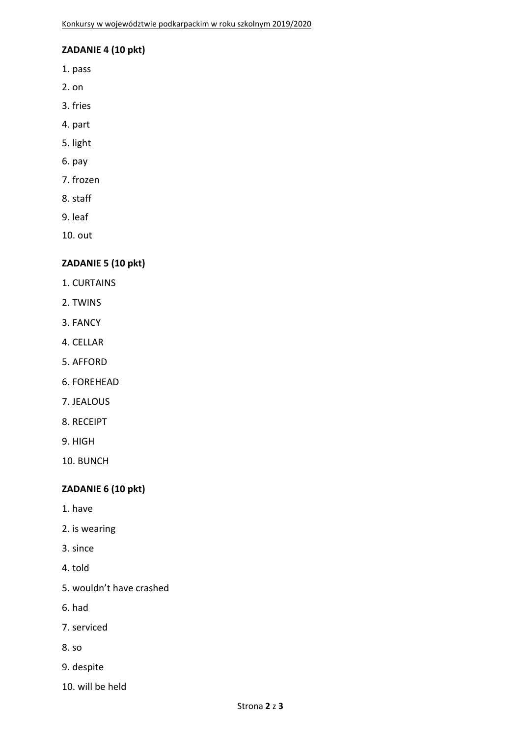**ZADANIE 4 (10 pkt)**

1. pass
2. on
3. fries
4. part
5. light
6. pay
7. frozen
8. staff
9. leaf
10. out

**ZADANIE 5 (10 pkt)**

1. CURTAINS
2. TWINS
3. FANCY
4. CELLAR
5. AFFORD
6. FOREHEAD
7. JEALOUS
8. RECEIPT
9. HIGH
10. BUNCH

**ZADANIE 6 (10 pkt)**

1. have
2. is wearing
3. since
4. told
5. wouldn't have crashed
6. had
7. serviced
8. so
9. despite
10. will be held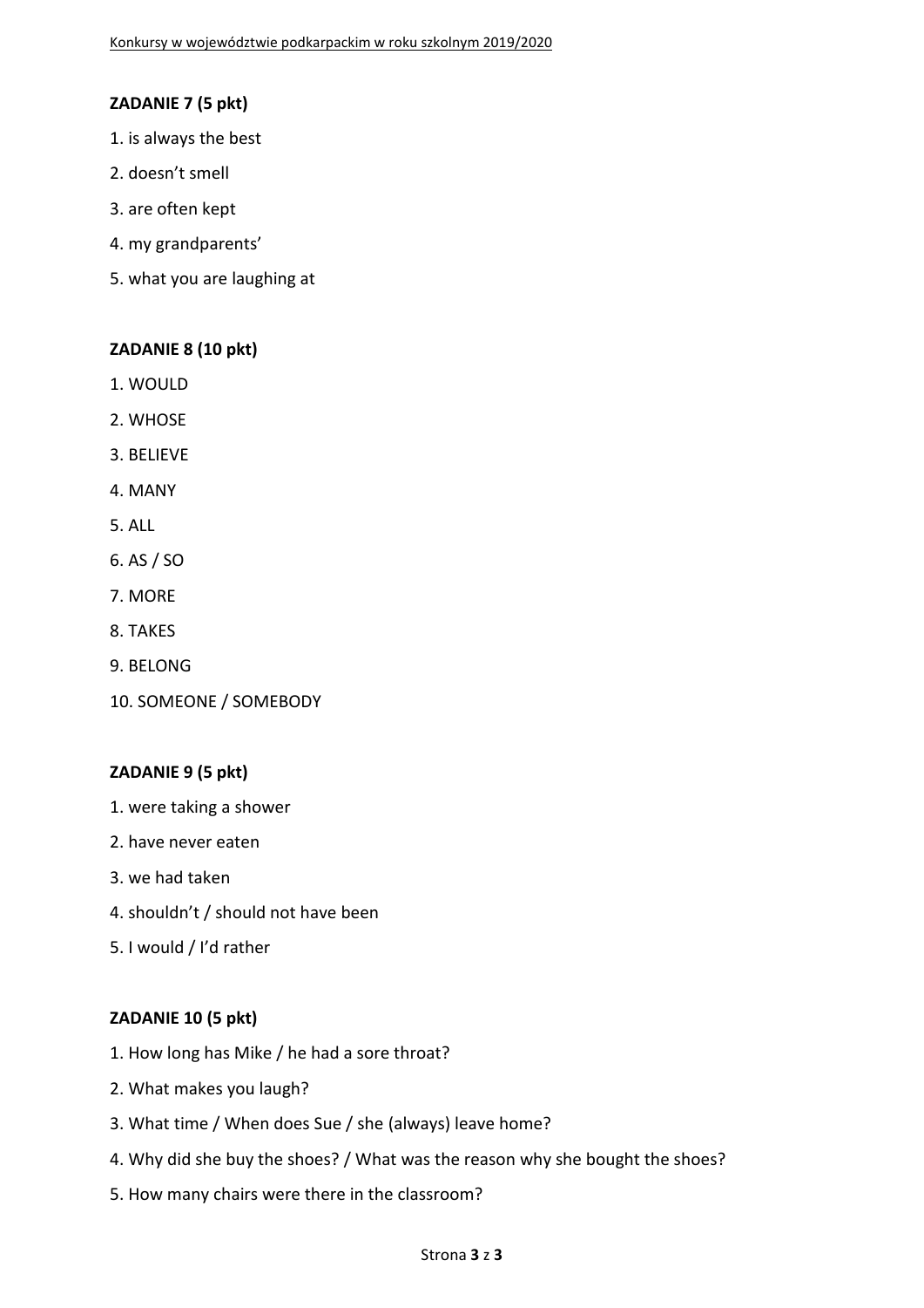**ZADANIE 7 (5 pkt)**

1. is always the best
2. doesn't smell
3. are often kept
4. my grandparents'
5. what you are laughing at

**ZADANIE 8 (10 pkt)**

1. WOULD
2. WHOSE
3. BELIEVE
4. MANY
5. ALL
6. AS / SO
7. MORE
8. TAKES
9. BELONG
10. SOMEONE / SOMEBODY

**ZADANIE 9 (5 pkt)**

1. were taking a shower
2. have never eaten
3. we had taken
4. shouldn't / should not have been
5. I would / I'd rather

**ZADANIE 10 (5 pkt)**

1. How long has Mike / he had a sore throat?
2. What makes you laugh?
3. What time / When does Sue / she (always) leave home?
4. Why did she buy the shoes? / What was the reason why she bought the shoes?
5. How many chairs were there in the classroom?